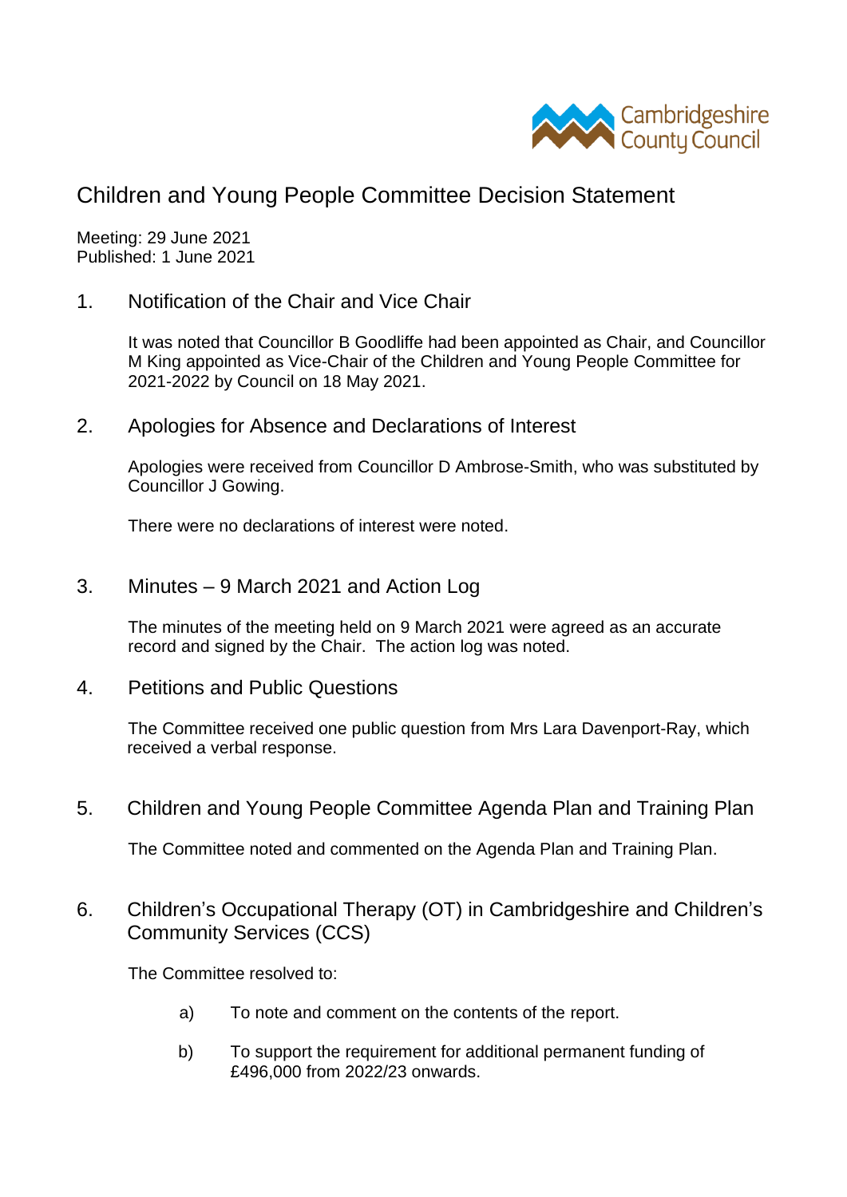Cambridgeshire County Council

# Children and Young People Committee Decision Statement

Meeting: 29 June 2021
Published: 1 June 2021

## 1. Notification of the Chair and Vice Chair

It was noted that Councillor B Goodliffe had been appointed as Chair, and Councillor M King appointed as Vice-Chair of the Children and Young People Committee for 2021-2022 by Council on 18 May 2021.

## 2. Apologies for Absence and Declarations of Interest

Apologies were received from Councillor D Ambrose-Smith, who was substituted by Councillor J Gowing.

There were no declarations of interest were noted.

## 3. Minutes – 9 March 2021 and Action Log

The minutes of the meeting held on 9 March 2021 were agreed as an accurate record and signed by the Chair. The action log was noted.

## 4. Petitions and Public Questions

The Committee received one public question from Mrs Lara Davenport-Ray, which received a verbal response.

## 5. Children and Young People Committee Agenda Plan and Training Plan

The Committee noted and commented on the Agenda Plan and Training Plan.

## 6. Children's Occupational Therapy (OT) in Cambridgeshire and Children's Community Services (CCS)

The Committee resolved to:

a) To note and comment on the contents of the report.

b) To support the requirement for additional permanent funding of £496,000 from 2022/23 onwards.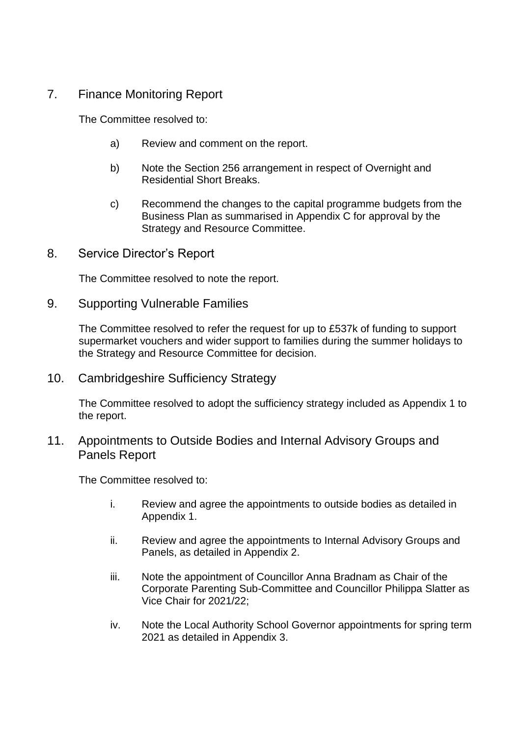## 7. Finance Monitoring Report

The Committee resolved to:

a) Review and comment on the report.

b) Note the Section 256 arrangement in respect of Overnight and Residential Short Breaks.

c) Recommend the changes to the capital programme budgets from the Business Plan as summarised in Appendix C for approval by the Strategy and Resource Committee.

## 8. Service Director's Report

The Committee resolved to note the report.

## 9. Supporting Vulnerable Families

The Committee resolved to refer the request for up to £537k of funding to support supermarket vouchers and wider support to families during the summer holidays to the Strategy and Resource Committee for decision.

## 10. Cambridgeshire Sufficiency Strategy

The Committee resolved to adopt the sufficiency strategy included as Appendix 1 to the report.

## 11. Appointments to Outside Bodies and Internal Advisory Groups and Panels Report

The Committee resolved to:

i. Review and agree the appointments to outside bodies as detailed in Appendix 1.

ii. Review and agree the appointments to Internal Advisory Groups and Panels, as detailed in Appendix 2.

iii. Note the appointment of Councillor Anna Bradnam as Chair of the Corporate Parenting Sub-Committee and Councillor Philippa Slatter as Vice Chair for 2021/22;

iv. Note the Local Authority School Governor appointments for spring term 2021 as detailed in Appendix 3.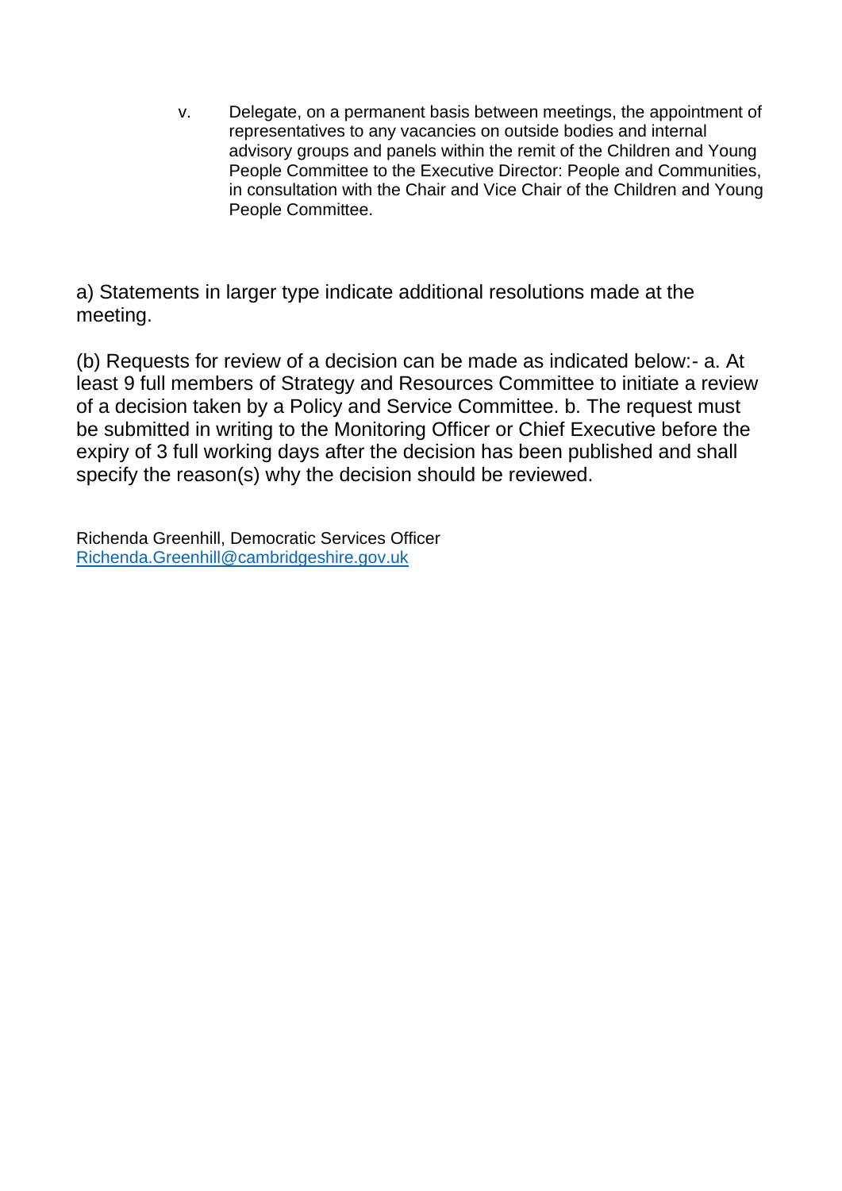v. Delegate, on a permanent basis between meetings, the appointment of representatives to any vacancies on outside bodies and internal advisory groups and panels within the remit of the Children and Young People Committee to the Executive Director: People and Communities, in consultation with the Chair and Vice Chair of the Children and Young People Committee.

a) Statements in larger type indicate additional resolutions made at the meeting.

(b) Requests for review of a decision can be made as indicated below:- a. At least 9 full members of Strategy and Resources Committee to initiate a review of a decision taken by a Policy and Service Committee. b. The request must be submitted in writing to the Monitoring Officer or Chief Executive before the expiry of 3 full working days after the decision has been published and shall specify the reason(s) why the decision should be reviewed.

Richenda Greenhill, Democratic Services Officer
[Richenda.Greenhill@cambridgeshire.gov.uk](mailto:Richenda.Greenhill@cambridgeshire.gov.uk)